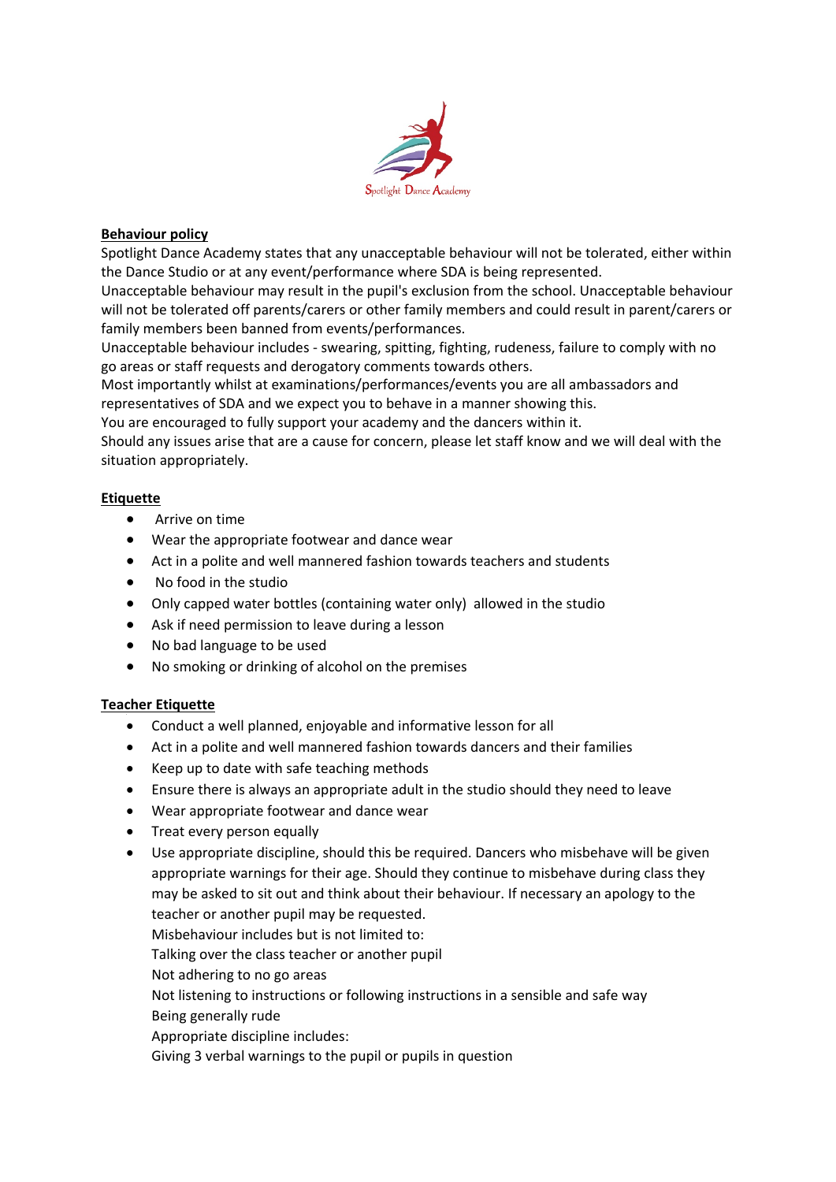Spotlight Dance Academy

## Behaviour policy

Spotlight Dance Academy states that any unacceptable behaviour will not be tolerated, either within the Dance Studio or at any event/performance where SDA is being represented.
Unacceptable behaviour may result in the pupil's exclusion from the school. Unacceptable behaviour will not be tolerated off parents/carers or other family members and could result in parent/carers or family members been banned from events/performances.
Unacceptable behaviour includes - swearing, spitting, fighting, rudeness, failure to comply with no go areas or staff requests and derogatory comments towards others.
Most importantly whilst at examinations/performances/events you are all ambassadors and representatives of SDA and we expect you to behave in a manner showing this.
You are encouraged to fully support your academy and the dancers within it.
Should any issues arise that are a cause for concern, please let staff know and we will deal with the situation appropriately.

## Etiquette

- Arrive on time
- Wear the appropriate footwear and dance wear
- Act in a polite and well mannered fashion towards teachers and students
- No food in the studio
- Only capped water bottles (containing water only) allowed in the studio
- Ask if need permission to leave during a lesson
- No bad language to be used
- No smoking or drinking of alcohol on the premises

## Teacher Etiquette

- Conduct a well planned, enjoyable and informative lesson for all
- Act in a polite and well mannered fashion towards dancers and their families
- Keep up to date with safe teaching methods
- Ensure there is always an appropriate adult in the studio should they need to leave
- Wear appropriate footwear and dance wear
- Treat every person equally
- Use appropriate discipline, should this be required. Dancers who misbehave will be given appropriate warnings for their age. Should they continue to misbehave during class they may be asked to sit out and think about their behaviour. If necessary an apology to the teacher or another pupil may be requested.
  Misbehaviour includes but is not limited to:
  Talking over the class teacher or another pupil
  Not adhering to no go areas
  Not listening to instructions or following instructions in a sensible and safe way
  Being generally rude
  Appropriate discipline includes:
  Giving 3 verbal warnings to the pupil or pupils in question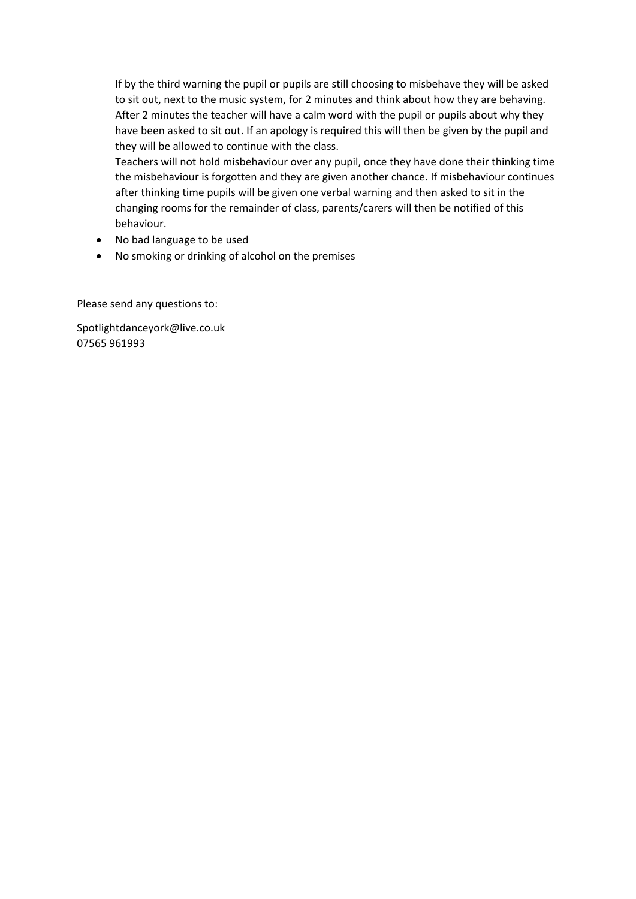If by the third warning the pupil or pupils are still choosing to misbehave they will be asked to sit out, next to the music system, for 2 minutes and think about how they are behaving. After 2 minutes the teacher will have a calm word with the pupil or pupils about why they have been asked to sit out. If an apology is required this will then be given by the pupil and they will be allowed to continue with the class.

Teachers will not hold misbehaviour over any pupil, once they have done their thinking time the misbehaviour is forgotten and they are given another chance. If misbehaviour continues after thinking time pupils will be given one verbal warning and then asked to sit in the changing rooms for the remainder of class, parents/carers will then be notified of this behaviour.

- No bad language to be used
- No smoking or drinking of alcohol on the premises

Please send any questions to:

Spotlightdanceyork@live.co.uk
07565 961993